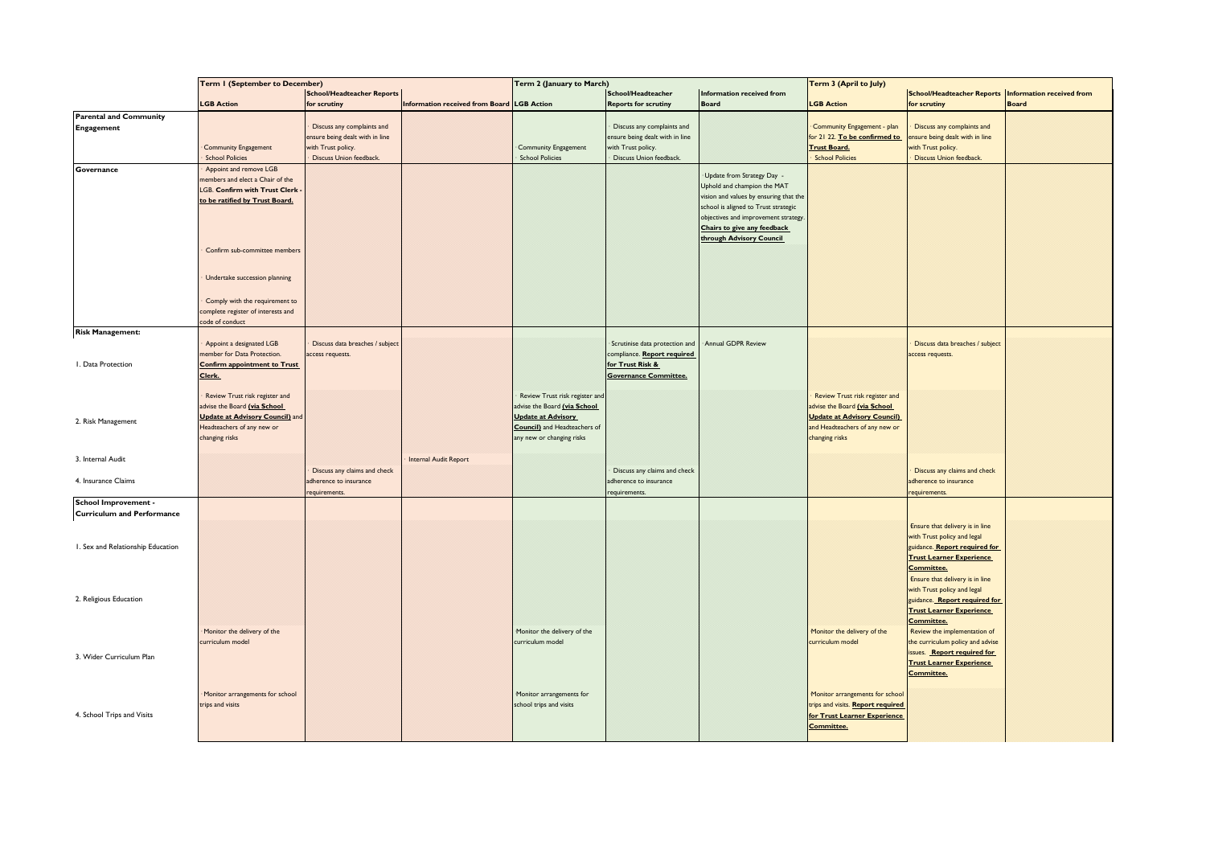| | Term 1 (September to December) | | | Term 2 (January to March) | | | Term 3 (April to July) | | |
|---|---|---|---|---|---|---|---|---|---|
| | **LGB Action** | **School/Headteacher Reports for scrutiny** | **Information received from Board** | **LGB Action** | **School/Headteacher Reports for scrutiny** | **Information received from Board** | **LGB Action** | **School/Headteacher Reports for scrutiny** | **Information received from Board** |
| **Parental and Community Engagement** | · Community Engagement<br>· School Policies | · Discuss any complaints and ensure being dealt with in line with Trust policy.<br>· Discuss Union feedback. | | · Community Engagement<br>· School Policies | · Discuss any complaints and ensure being dealt with in line with Trust policy.<br>· Discuss Union feedback. | | · Community Engagement - plan for 21 22. **To be confirmed to Trust Board.**<br>· School Policies | · Discuss any complaints and ensure being dealt with in line with Trust policy.<br>· Discuss Union feedback. | |
| **Governance** | · Appoint and remove LGB members and elect a Chair of the LGB. **Confirm with Trust Clerk - to be ratified by Trust Board.**<br>· Confirm sub-committee members<br>· Undertake succession planning<br>· Comply with the requirement to complete register of interests and code of conduct | | | | | · Update from Strategy Day - Uphold and champion the MAT vision and values by ensuring that the school is aligned to Trust strategic objectives and improvement strategy. **Chairs to give any feedback through Advisory Council** | | | |
| **Risk Management:** | | | | | | | | | |
| 1. Data Protection | · Appoint a designated LGB member for Data Protection. **Confirm appointment to Trust Clerk.** | · Discuss data breaches / subject access requests. | | | · Scrutinise data protection and compliance. **Report required for Trust Risk & Governance Committee.** | · Annual GDPR Review | | · Discuss data breaches / subject access requests. | |
| 2. Risk Management | · Review Trust risk register and advise the Board **(via School Update at Advisory Council)** and Headteachers of any new or changing risks | | | · Review Trust risk register and advise the Board **(via School Update at Advisory Council)** and Headteachers of any new or changing risks | | | · Review Trust risk register and advise the Board **(via School Update at Advisory Council)** and Headteachers of any new or changing risks | | |
| 3. Internal Audit | | | · Internal Audit Report | | | | | | |
| 4. Insurance Claims | | · Discuss any claims and check adherence to insurance requirements. | | | · Discuss any claims and check adherence to insurance requirements. | | | · Discuss any claims and check adherence to insurance requirements. | |
| **School Improvement - Curriculum and Performance** | | | | | | | | | |
| 1. Sex and Relationship Education | | | | | | | | · Ensure that delivery is in line with Trust policy and legal guidance. **Report required for Trust Learner Experience Committee.** | |
| 2. Religious Education | | | | | | | | · Ensure that delivery is in line with Trust policy and legal guidance. **Report required for Trust Learner Experience Committee.** | |
| 3. Wider Curriculum Plan | · Monitor the delivery of the curriculum model | | | · Monitor the delivery of the curriculum model | | | · Monitor the delivery of the curriculum model | · Review the implementation of the curriculum policy and advise issues. **Report required for Trust Learner Experience Committee.** | |
| 4. School Trips and Visits | · Monitor arrangements for school trips and visits | | | · Monitor arrangements for school trips and visits | | | · Monitor arrangements for school trips and visits. **Report required for Trust Learner Experience Committee.** | | |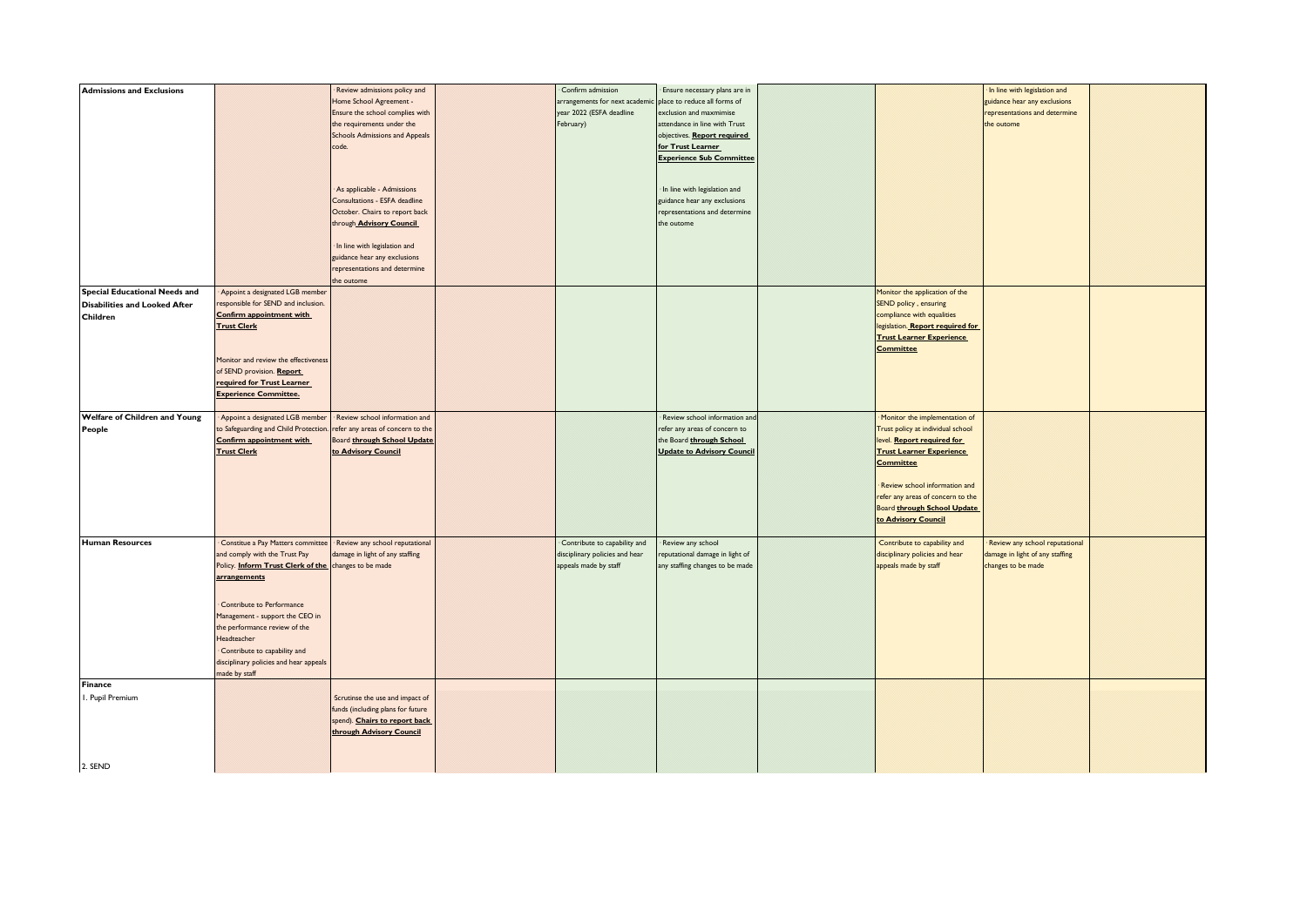| | | | | | | | | | |
|---|---|---|---|---|---|---|---|---|---|
| **Admissions and Exclusions** | | · Review admissions policy and Home School Agreement - Ensure the school complies with the requirements under the Schools Admissions and Appeals code.<br><br>· As applicable - Admissions Consultations - ESFA deadline October. Chairs to report back through **Advisory Council**<br><br>· In line with legislation and guidance hear any exclusions representations and determine the outome | | · Confirm admission arrangements for next academic year 2022 (ESFA deadline February) | · Ensure necessary plans are in place to reduce all forms of exclusion and maxmimise attendance in line with Trust objectives. **Report required for Trust Learner Experience Sub Committee**<br><br>· In line with legislation and guidance hear any exclusions representations and determine the outome | | | · In line with legislation and guidance hear any exclusions representations and determine the outome | |
| **Special Educational Needs and Disabilities and Looked After Children** | · Appoint a designated LGB member responsible for SEND and inclusion. **Confirm appointment with Trust Clerk**<br><br>Monitor and review the effectiveness of SEND provision. **Report required for Trust Learner Experience Committee.** | | | | | | Monitor the application of the SEND policy , ensuring compliance with equalities legislation. **Report required for Trust Learner Experience Committee** | | |
| **Welfare of Children and Young People** | · Appoint a designated LGB member to Safeguarding and Child Protection. **Confirm appointment with Trust Clerk** | · Review school information and refer any areas of concern to the Board **through School Update to Advisory Council** | | | · Review school information and refer any areas of concern to the Board **through School Update to Advisory Council** | | · Monitor the implementation of Trust policy at individual school level. **Report required for Trust Learner Experience Committee**<br><br>· Review school information and refer any areas of concern to the Board **through School Update to Advisory Council** | | |
| **Human Resources** | · Constitue a Pay Matters committee and comply with the Trust Pay Policy. **Inform Trust Clerk of the arrangements**<br><br>· Contribute to Performance Management - support the CEO in the performance review of the Headteacher<br>· Contribute to capability and disciplinary policies and hear appeals made by staff | · Review any school reputational damage in light of any staffing changes to be made | | · Contribute to capability and disciplinary policies and hear appeals made by staff | · Review any school reputational damage in light of any staffing changes to be made | | · Contribute to capability and disciplinary policies and hear appeals made by staff | · Review any school reputational damage in light of any staffing changes to be made | |
| **Finance** | | | | | | | | | |
| 1. Pupil Premium | | Scrutinse the use and impact of funds (including plans for future spend). **Chairs to report back through Advisory Council** | | | | | | | |
| 2. SEND | | | | | | | | | |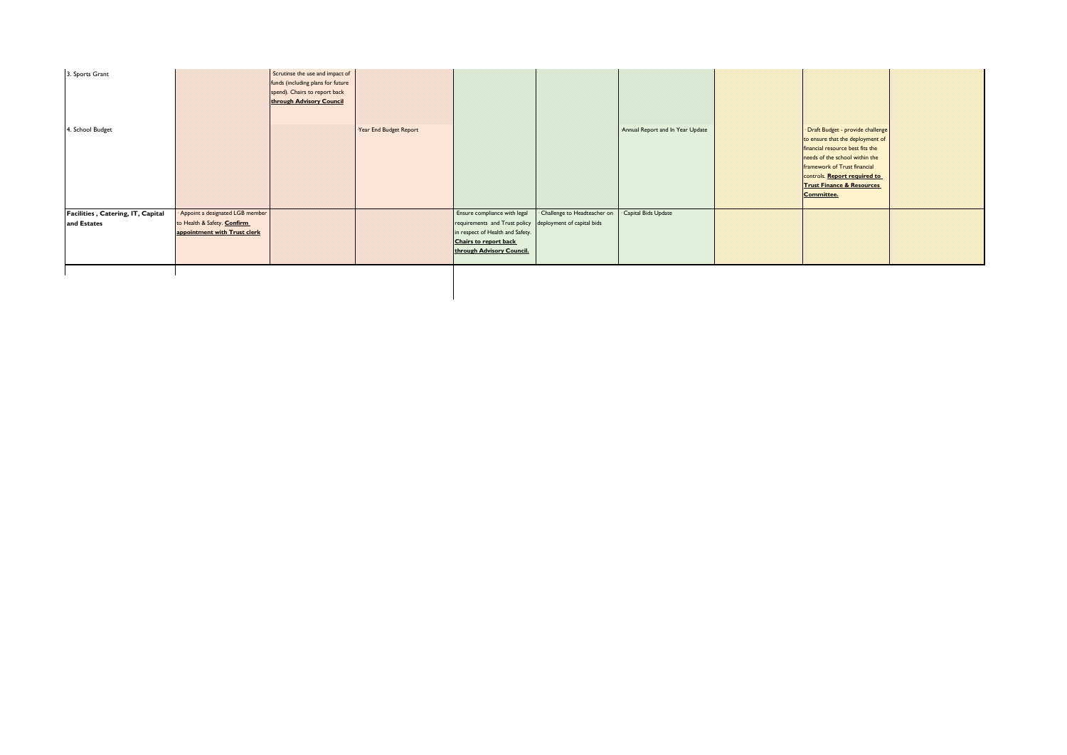| | | | | | | | | | |
|---|---|---|---|---|---|---|---|---|---|
| 3. Sports Grant | | Scrutinse the use and impact of funds (including plans for future spend). Chairs to report back **through Advisory Council** | | | | | | | |
| 4. School Budget | | | Year End Budget Report | | | Annual Report and In Year Update | | Draft Budget - provide challenge to ensure that the deployment of financial resource best fits the needs of the school within the framework of Trust financial controls. **Report required to Trust Finance & Resources Committee.** | |
| **Facilities , Catering, IT, Capital and Estates** | Appoint a designated LGB member to Health & Safety. **Confirm appointment with Trust clerk** | | | Ensure compliance with legal requirements and Trust policy in respect of Health and Safety. **Chairs to report back through Advisory Council.** | Challenge to Headteacher on deployment of capital bids | Capital Bids Update | | | |